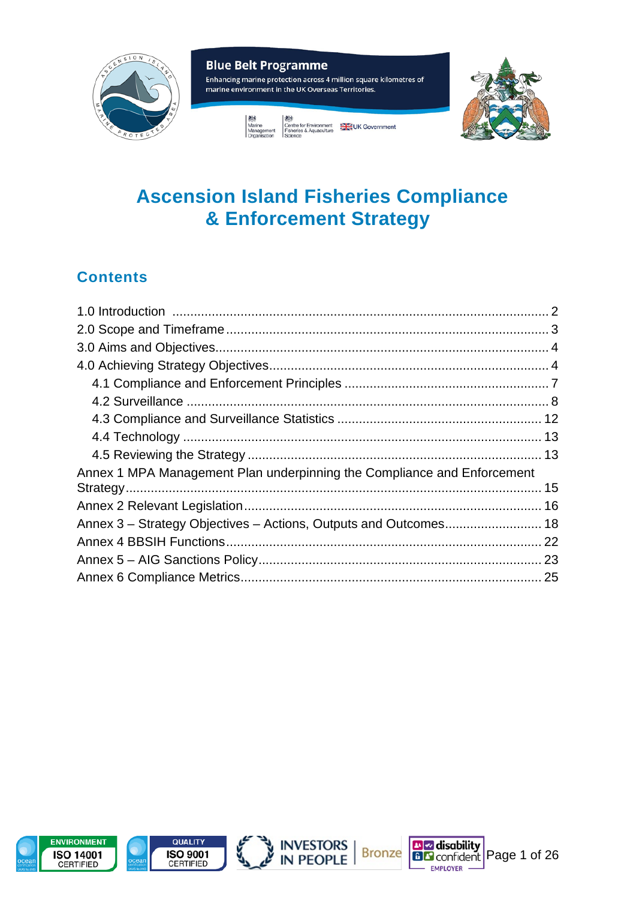**Blue Belt Programme**

Enhancing marine protection across 4 million square kilometres of marine environment in the UK Overseas Territories.

# Ascension Island Fisheries Compliance & Enforcement Strategy

## Contents

1.0 Introduction .......... 2
2.0 Scope and Timeframe .......... 3
3.0 Aims and Objectives .......... 4
4.0 Achieving Strategy Objectives .......... 4
    4.1 Compliance and Enforcement Principles .......... 7
    4.2 Surveillance .......... 8
    4.3 Compliance and Surveillance Statistics .......... 12
    4.4 Technology .......... 13
    4.5 Reviewing the Strategy .......... 13
Annex 1 MPA Management Plan underpinning the Compliance and Enforcement Strategy .......... 15
Annex 2 Relevant Legislation .......... 16
Annex 3 – Strategy Objectives – Actions, Outputs and Outcomes .......... 18
Annex 4 BBSIH Functions .......... 22
Annex 5 – AIG Sanctions Policy .......... 23
Annex 6 Compliance Metrics .......... 25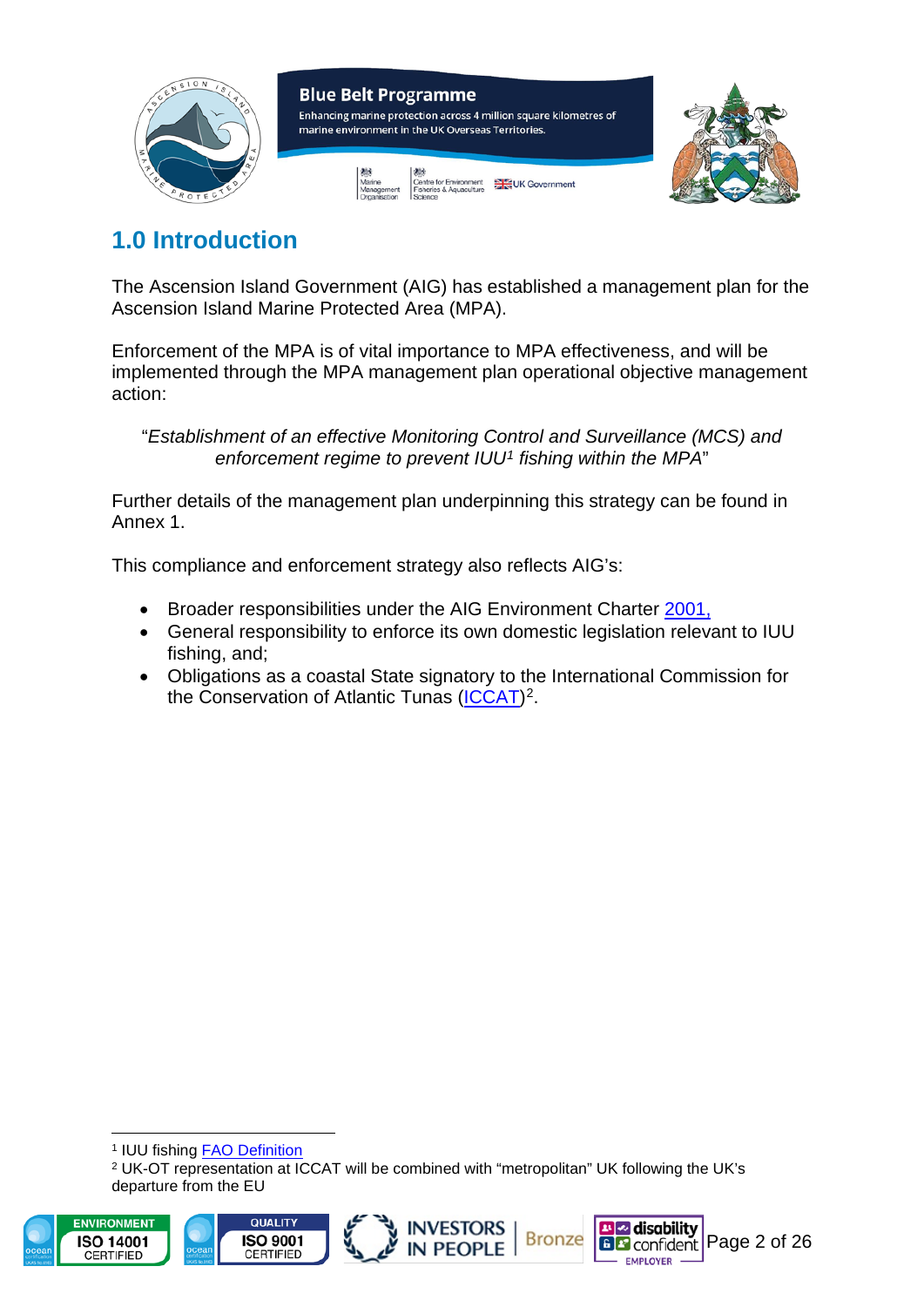## 1.0 Introduction

The Ascension Island Government (AIG) has established a management plan for the Ascension Island Marine Protected Area (MPA).

Enforcement of the MPA is of vital importance to MPA effectiveness, and will be implemented through the MPA management plan operational objective management action:

> "*Establishment of an effective Monitoring Control and Surveillance (MCS) and enforcement regime to prevent IUU[1] fishing within the MPA*"

Further details of the management plan underpinning this strategy can be found in Annex 1.

This compliance and enforcement strategy also reflects AIG's:

- Broader responsibilities under the AIG Environment Charter 2001,
- General responsibility to enforce its own domestic legislation relevant to IUU fishing, and;
- Obligations as a coastal State signatory to the International Commission for the Conservation of Atlantic Tunas (ICCAT)[2].

---

[1] IUU fishing FAO Definition

[2] UK-OT representation at ICCAT will be combined with "metropolitan" UK following the UK's departure from the EU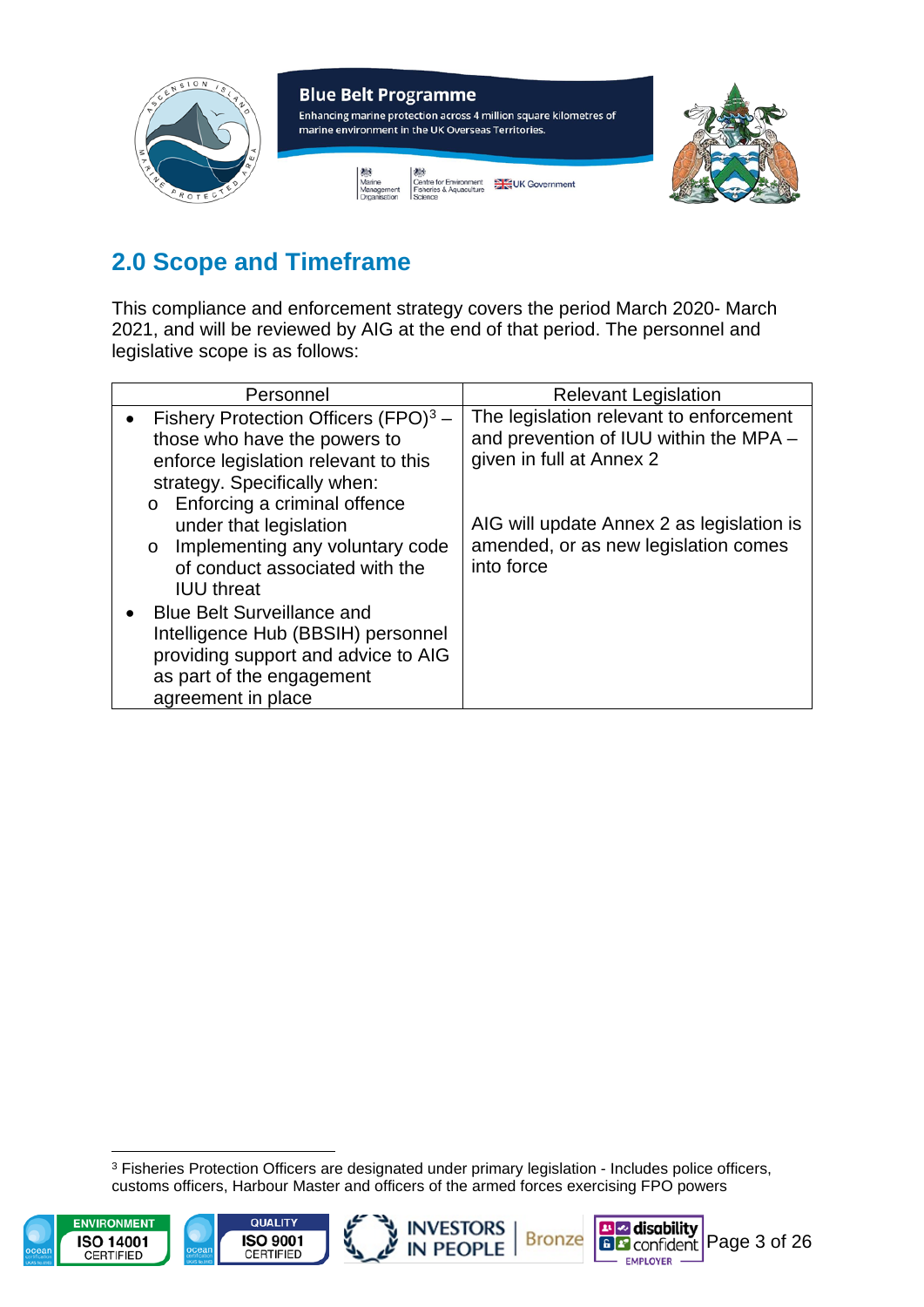## 2.0 Scope and Timeframe

This compliance and enforcement strategy covers the period March 2020- March 2021, and will be reviewed by AIG at the end of that period. The personnel and legislative scope is as follows:

| Personnel | Relevant Legislation |
|---|---|
| • Fishery Protection Officers (FPO)[3] – those who have the powers to enforce legislation relevant to this strategy. Specifically when:<br>o Enforcing a criminal offence under that legislation<br>o Implementing any voluntary code of conduct associated with the IUU threat<br>• Blue Belt Surveillance and Intelligence Hub (BBSIH) personnel providing support and advice to AIG as part of the engagement agreement in place | The legislation relevant to enforcement and prevention of IUU within the MPA – given in full at Annex 2<br><br>AIG will update Annex 2 as legislation is amended, or as new legislation comes into force |

[3] Fisheries Protection Officers are designated under primary legislation - Includes police officers, customs officers, Harbour Master and officers of the armed forces exercising FPO powers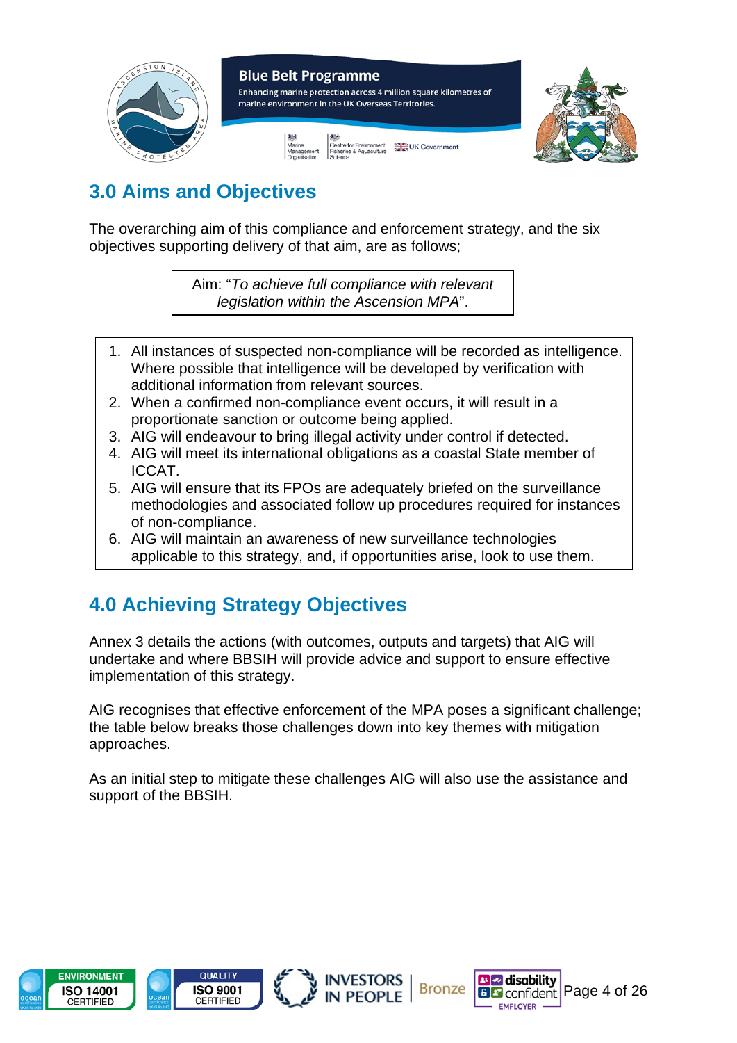## 3.0 Aims and Objectives

The overarching aim of this compliance and enforcement strategy, and the six objectives supporting delivery of that aim, are as follows;

Aim: "*To achieve full compliance with relevant legislation within the Ascension MPA*".

1. All instances of suspected non-compliance will be recorded as intelligence. Where possible that intelligence will be developed by verification with additional information from relevant sources.
2. When a confirmed non-compliance event occurs, it will result in a proportionate sanction or outcome being applied.
3. AIG will endeavour to bring illegal activity under control if detected.
4. AIG will meet its international obligations as a coastal State member of ICCAT.
5. AIG will ensure that its FPOs are adequately briefed on the surveillance methodologies and associated follow up procedures required for instances of non-compliance.
6. AIG will maintain an awareness of new surveillance technologies applicable to this strategy, and, if opportunities arise, look to use them.

## 4.0 Achieving Strategy Objectives

Annex 3 details the actions (with outcomes, outputs and targets) that AIG will undertake and where BBSIH will provide advice and support to ensure effective implementation of this strategy.

AIG recognises that effective enforcement of the MPA poses a significant challenge; the table below breaks those challenges down into key themes with mitigation approaches.

As an initial step to mitigate these challenges AIG will also use the assistance and support of the BBSIH.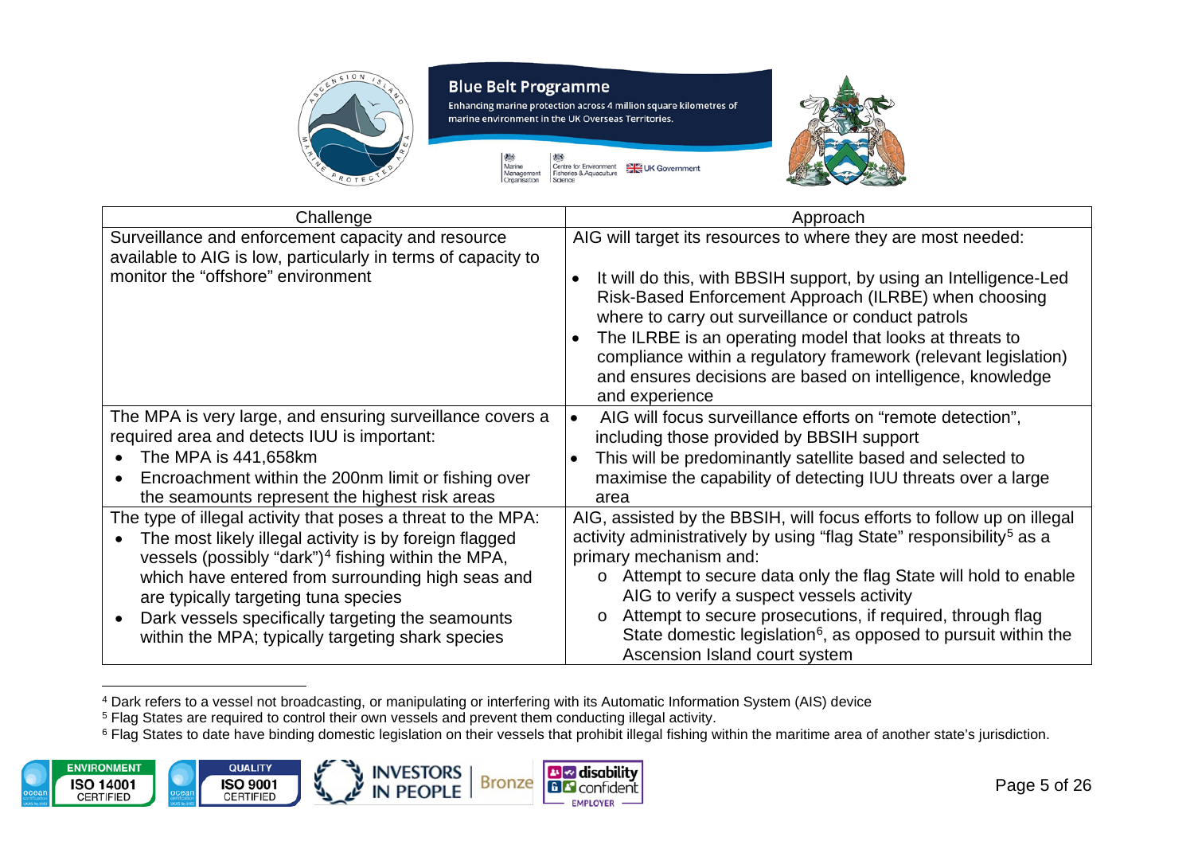| Challenge | Approach |
| --- | --- |
| Surveillance and enforcement capacity and resource available to AIG is low, particularly in terms of capacity to monitor the "offshore" environment | AIG will target its resources to where they are most needed:<br>• It will do this, with BBSIH support, by using an Intelligence-Led Risk-Based Enforcement Approach (ILRBE) when choosing where to carry out surveillance or conduct patrols<br>• The ILRBE is an operating model that looks at threats to compliance within a regulatory framework (relevant legislation) and ensures decisions are based on intelligence, knowledge and experience |
| The MPA is very large, and ensuring surveillance covers a required area and detects IUU is important:<br>• The MPA is 441,658km<br>• Encroachment within the 200nm limit or fishing over the seamounts represent the highest risk areas | • AIG will focus surveillance efforts on "remote detection", including those provided by BBSIH support<br>• This will be predominantly satellite based and selected to maximise the capability of detecting IUU threats over a large area |
| The type of illegal activity that poses a threat to the MPA:<br>• The most likely illegal activity is by foreign flagged vessels (possibly "dark")[4] fishing within the MPA, which have entered from surrounding high seas and are typically targeting tuna species<br>• Dark vessels specifically targeting the seamounts within the MPA; typically targeting shark species | AIG, assisted by the BBSIH, will focus efforts to follow up on illegal activity administratively by using "flag State" responsibility[5] as a primary mechanism and:<br>o Attempt to secure data only the flag State will hold to enable AIG to verify a suspect vessels activity<br>o Attempt to secure prosecutions, if required, through flag State domestic legislation[6], as opposed to pursuit within the Ascension Island court system |

[4] Dark refers to a vessel not broadcasting, or manipulating or interfering with its Automatic Information System (AIS) device

[5] Flag States are required to control their own vessels and prevent them conducting illegal activity.

[6] Flag States to date have binding domestic legislation on their vessels that prohibit illegal fishing within the maritime area of another state's jurisdiction.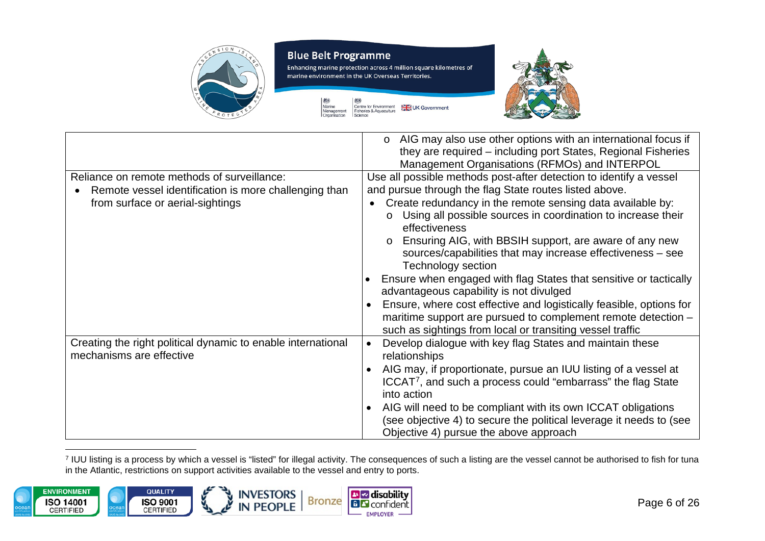| | |
|---|---|
| | o AIG may also use other options with an international focus if they are required – including port States, Regional Fisheries Management Organisations (RFMOs) and INTERPOL |
| Reliance on remote methods of surveillance:<br>• Remote vessel identification is more challenging than from surface or aerial-sightings | Use all possible methods post-after detection to identify a vessel and pursue through the flag State routes listed above.<br>• Create redundancy in the remote sensing data available by:<br>&nbsp;&nbsp;o Using all possible sources in coordination to increase their effectiveness<br>&nbsp;&nbsp;o Ensuring AIG, with BBSIH support, are aware of any new sources/capabilities that may increase effectiveness – see Technology section<br>• Ensure when engaged with flag States that sensitive or tactically advantageous capability is not divulged<br>• Ensure, where cost effective and logistically feasible, options for maritime support are pursued to complement remote detection – such as sightings from local or transiting vessel traffic |
| Creating the right political dynamic to enable international mechanisms are effective | • Develop dialogue with key flag States and maintain these relationships<br>• AIG may, if proportionate, pursue an IUU listing of a vessel at ICCAT[7], and such a process could "embarrass" the flag State into action<br>• AIG will need to be compliant with its own ICCAT obligations (see objective 4) to secure the political leverage it needs to (see Objective 4) pursue the above approach |

[7] IUU listing is a process by which a vessel is "listed" for illegal activity. The consequences of such a listing are the vessel cannot be authorised to fish for tuna in the Atlantic, restrictions on support activities available to the vessel and entry to ports.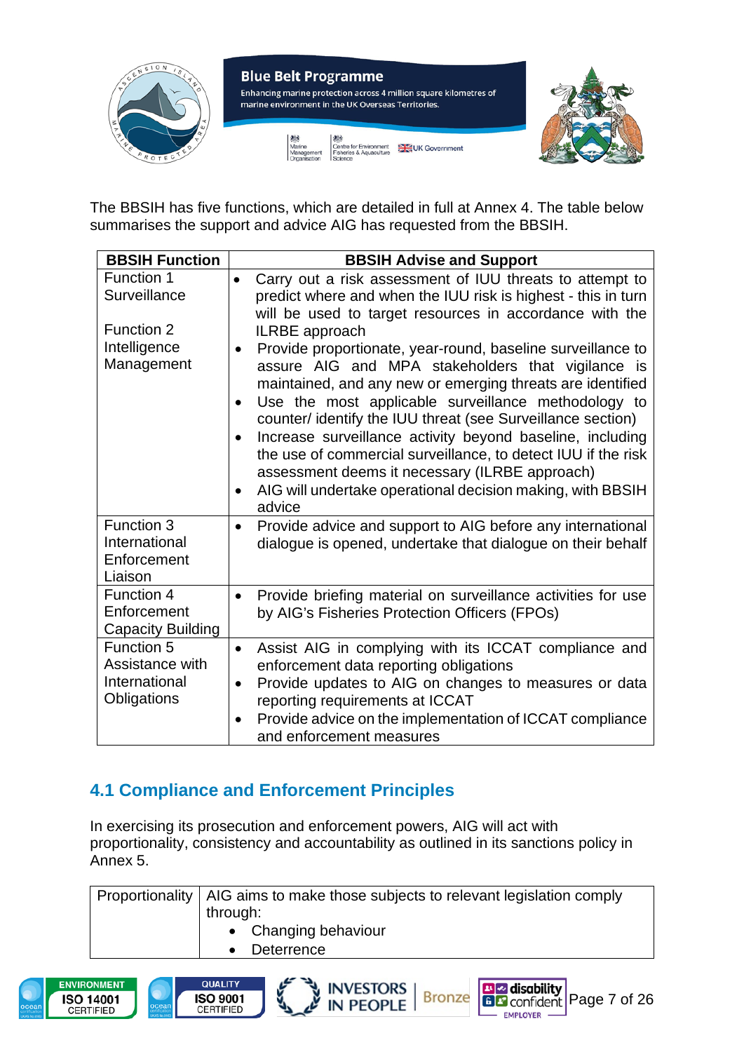The BBSIH has five functions, which are detailed in full at Annex 4. The table below summarises the support and advice AIG has requested from the BBSIH.

| BBSIH Function | BBSIH Advise and Support |
|---|---|
| Function 1 Surveillance<br><br>Function 2 Intelligence Management | • Carry out a risk assessment of IUU threats to attempt to predict where and when the IUU risk is highest - this in turn will be used to target resources in accordance with the ILRBE approach<br>• Provide proportionate, year-round, baseline surveillance to assure AIG and MPA stakeholders that vigilance is maintained, and any new or emerging threats are identified<br>• Use the most applicable surveillance methodology to counter/ identify the IUU threat (see Surveillance section)<br>• Increase surveillance activity beyond baseline, including the use of commercial surveillance, to detect IUU if the risk assessment deems it necessary (ILRBE approach)<br>• AIG will undertake operational decision making, with BBSIH advice |
| Function 3 International Enforcement Liaison | • Provide advice and support to AIG before any international dialogue is opened, undertake that dialogue on their behalf |
| Function 4 Enforcement Capacity Building | • Provide briefing material on surveillance activities for use by AIG's Fisheries Protection Officers (FPOs) |
| Function 5 Assistance with International Obligations | • Assist AIG in complying with its ICCAT compliance and enforcement data reporting obligations<br>• Provide updates to AIG on changes to measures or data reporting requirements at ICCAT<br>• Provide advice on the implementation of ICCAT compliance and enforcement measures |

## 4.1 Compliance and Enforcement Principles

In exercising its prosecution and enforcement powers, AIG will act with proportionality, consistency and accountability as outlined in its sanctions policy in Annex 5.

| Proportionality | AIG aims to make those subjects to relevant legislation comply through:<br>• Changing behaviour<br>• Deterrence |
|---|---|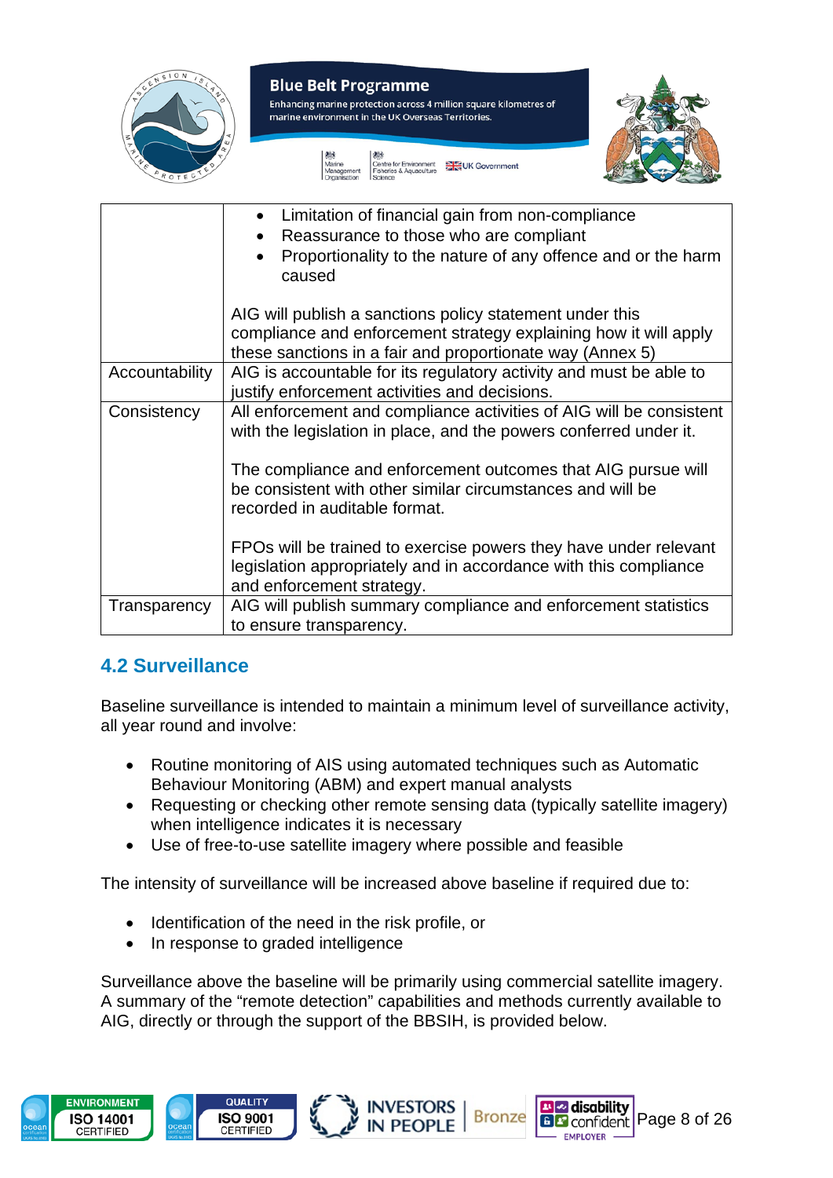| | |
|---|---|
| | • Limitation of financial gain from non-compliance<br>• Reassurance to those who are compliant<br>• Proportionality to the nature of any offence and or the harm caused<br><br>AIG will publish a sanctions policy statement under this compliance and enforcement strategy explaining how it will apply these sanctions in a fair and proportionate way (Annex 5) |
| Accountability | AIG is accountable for its regulatory activity and must be able to justify enforcement activities and decisions. |
| Consistency | All enforcement and compliance activities of AIG will be consistent with the legislation in place, and the powers conferred under it.<br><br>The compliance and enforcement outcomes that AIG pursue will be consistent with other similar circumstances and will be recorded in auditable format.<br><br>FPOs will be trained to exercise powers they have under relevant legislation appropriately and in accordance with this compliance and enforcement strategy. |
| Transparency | AIG will publish summary compliance and enforcement statistics to ensure transparency. |

## 4.2 Surveillance

Baseline surveillance is intended to maintain a minimum level of surveillance activity, all year round and involve:

- Routine monitoring of AIS using automated techniques such as Automatic Behaviour Monitoring (ABM) and expert manual analysts
- Requesting or checking other remote sensing data (typically satellite imagery) when intelligence indicates it is necessary
- Use of free-to-use satellite imagery where possible and feasible

The intensity of surveillance will be increased above baseline if required due to:

- Identification of the need in the risk profile, or
- In response to graded intelligence

Surveillance above the baseline will be primarily using commercial satellite imagery. A summary of the "remote detection" capabilities and methods currently available to AIG, directly or through the support of the BBSIH, is provided below.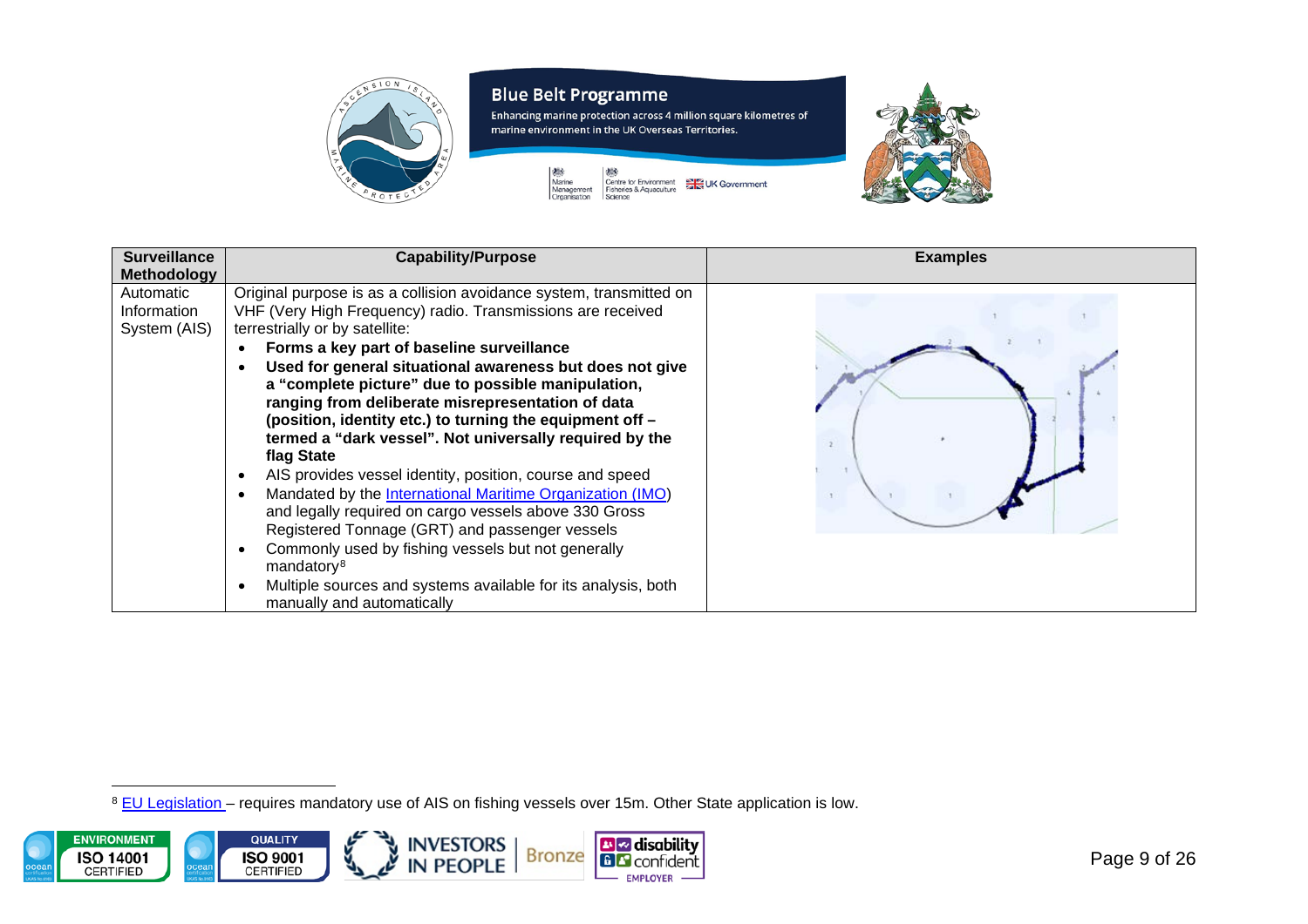| Surveillance Methodology | Capability/Purpose | Examples |
|---|---|---|
| Automatic Information System (AIS) | Original purpose is as a collision avoidance system, transmitted on VHF (Very High Frequency) radio. Transmissions are received terrestrially or by satellite:<br>• **Forms a key part of baseline surveillance**<br>• **Used for general situational awareness but does not give a "complete picture" due to possible manipulation, ranging from deliberate misrepresentation of data (position, identity etc.) to turning the equipment off – termed a "dark vessel". Not universally required by the flag State**<br>• AIS provides vessel identity, position, course and speed<br>• Mandated by the [International Maritime Organization (IMO)]() and legally required on cargo vessels above 330 Gross Registered Tonnage (GRT) and passenger vessels<br>• Commonly used by fishing vessels but not generally mandatory[8]<br>• Multiple sources and systems available for its analysis, both manually and automatically | |

[8] [EU Legislation ]() – requires mandatory use of AIS on fishing vessels over 15m. Other State application is low.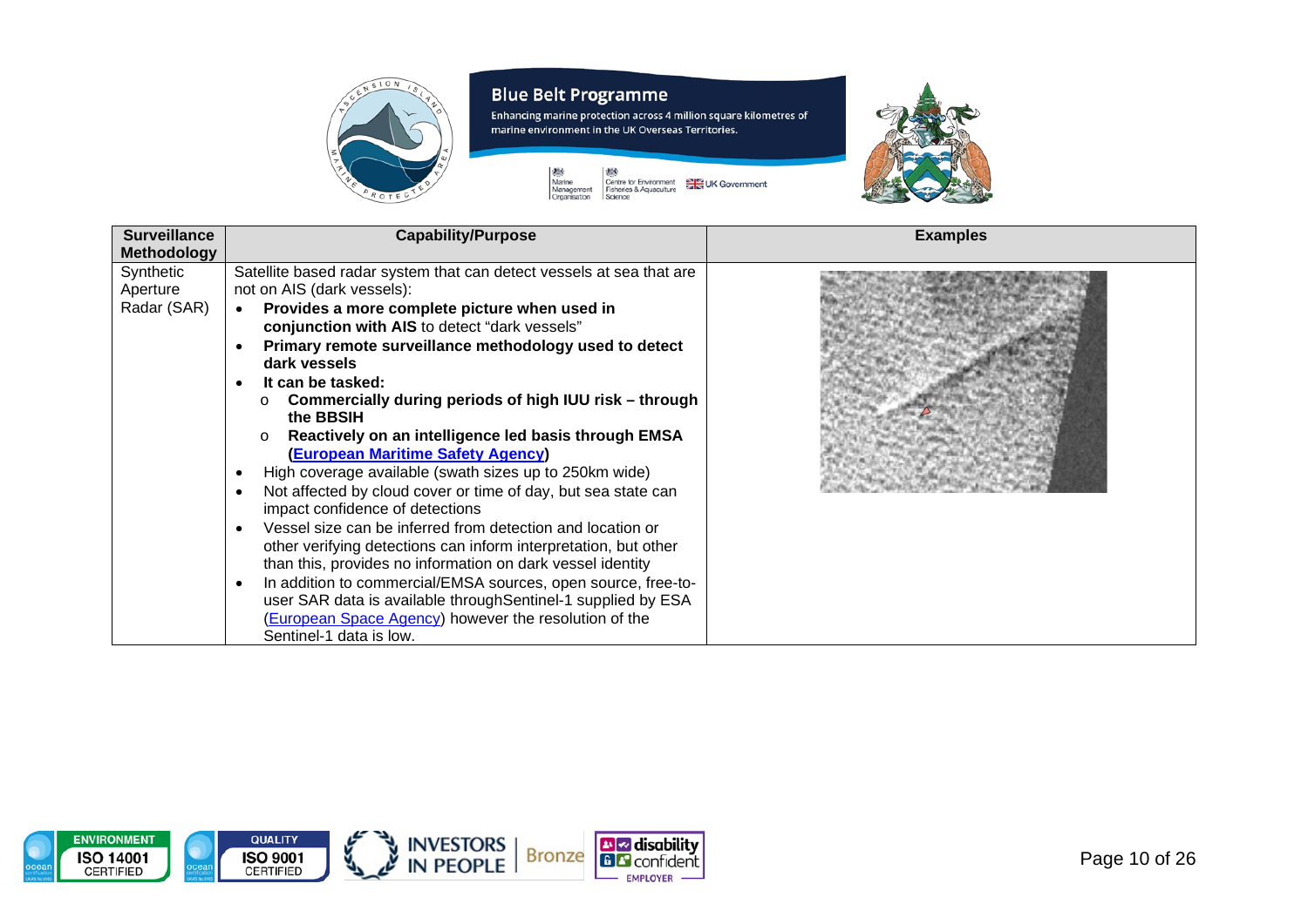| Surveillance Methodology | Capability/Purpose | Examples |
|---|---|---|
| Synthetic Aperture Radar (SAR) | Satellite based radar system that can detect vessels at sea that are not on AIS (dark vessels):<br>• **Provides a more complete picture when used in conjunction with AIS** to detect "dark vessels"<br>• **Primary remote surveillance methodology used to detect dark vessels**<br>• **It can be tasked:**<br>  o **Commercially during periods of high IUU risk – through the BBSIH**<br>  o **Reactively on an intelligence led basis through EMSA ([European Maritime Safety Agency](https://www.emsa.europa.eu))**<br>• High coverage available (swath sizes up to 250km wide)<br>• Not affected by cloud cover or time of day, but sea state can impact confidence of detections<br>• Vessel size can be inferred from detection and location or other verifying detections can inform interpretation, but other than this, provides no information on dark vessel identity<br>• In addition to commercial/EMSA sources, open source, free-to-user SAR data is available throughSentinel-1 supplied by ESA ([European Space Agency](https://www.esa.int)) however the resolution of the Sentinel-1 data is low. | |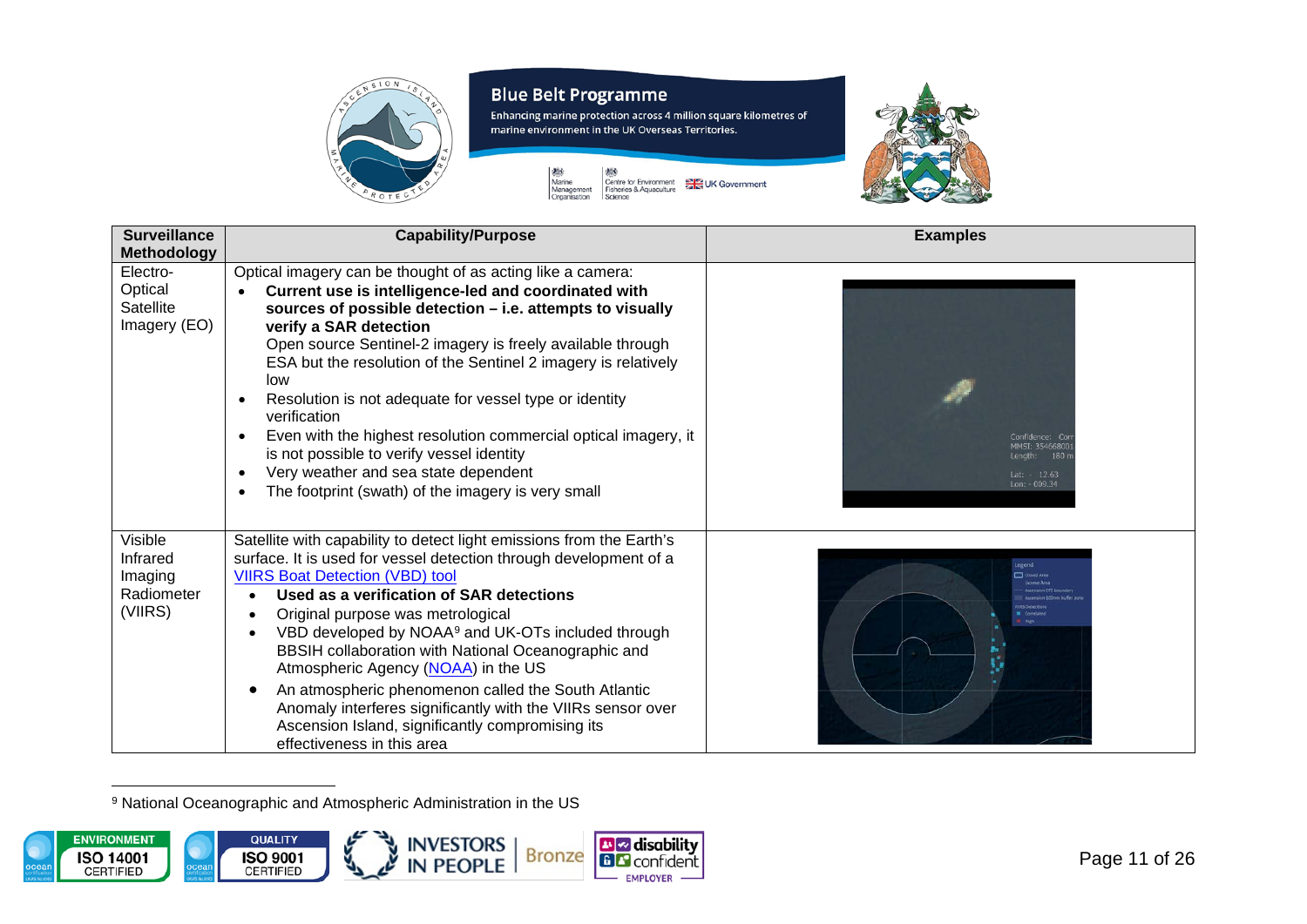| Surveillance Methodology | Capability/Purpose | Examples |
|---|---|---|
| Electro-Optical Satellite Imagery (EO) | Optical imagery can be thought of as acting like a camera:<br>• **Current use is intelligence-led and coordinated with sources of possible detection – i.e. attempts to visually verify a SAR detection**<br>Open source Sentinel-2 imagery is freely available through ESA but the resolution of the Sentinel 2 imagery is relatively low<br>• Resolution is not adequate for vessel type or identity verification<br>• Even with the highest resolution commercial optical imagery, it is not possible to verify vessel identity<br>• Very weather and sea state dependent<br>• The footprint (swath) of the imagery is very small | |
| Visible Infrared Imaging Radiometer (VIIRS) | Satellite with capability to detect light emissions from the Earth's surface. It is used for vessel detection through development of a VIIRS Boat Detection (VBD) tool<br>• **Used as a verification of SAR detections**<br>• Original purpose was metrological<br>• VBD developed by NOAA[9] and UK-OTs included through BBSIH collaboration with National Oceanographic and Atmospheric Agency (NOAA) in the US<br>• An atmospheric phenomenon called the South Atlantic Anomaly interferes significantly with the VIIRs sensor over Ascension Island, significantly compromising its effectiveness in this area | |

[9] National Oceanographic and Atmospheric Administration in the US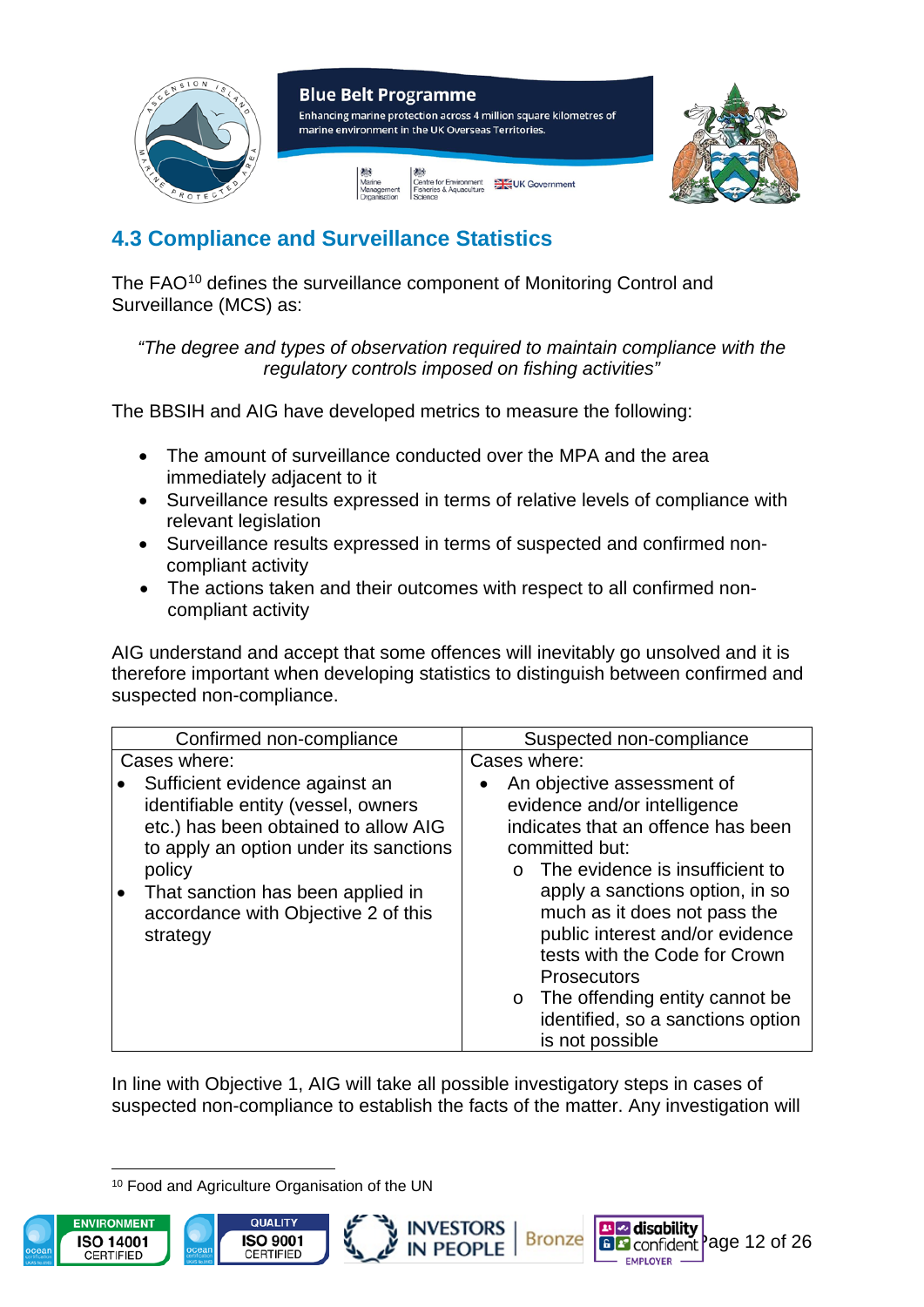## 4.3 Compliance and Surveillance Statistics

The FAO[10] defines the surveillance component of Monitoring Control and Surveillance (MCS) as:

> *"The degree and types of observation required to maintain compliance with the regulatory controls imposed on fishing activities"*

The BBSIH and AIG have developed metrics to measure the following:

- The amount of surveillance conducted over the MPA and the area immediately adjacent to it
- Surveillance results expressed in terms of relative levels of compliance with relevant legislation
- Surveillance results expressed in terms of suspected and confirmed non-compliant activity
- The actions taken and their outcomes with respect to all confirmed non-compliant activity

AIG understand and accept that some offences will inevitably go unsolved and it is therefore important when developing statistics to distinguish between confirmed and suspected non-compliance.

| Confirmed non-compliance | Suspected non-compliance |
|---|---|
| Cases where:<br>• Sufficient evidence against an identifiable entity (vessel, owners etc.) has been obtained to allow AIG to apply an option under its sanctions policy<br>• That sanction has been applied in accordance with Objective 2 of this strategy | Cases where:<br>• An objective assessment of evidence and/or intelligence indicates that an offence has been committed but:<br>  o The evidence is insufficient to apply a sanctions option, in so much as it does not pass the public interest and/or evidence tests with the Code for Crown Prosecutors<br>  o The offending entity cannot be identified, so a sanctions option is not possible |

In line with Objective 1, AIG will take all possible investigatory steps in cases of suspected non-compliance to establish the facts of the matter. Any investigation will

[10] Food and Agriculture Organisation of the UN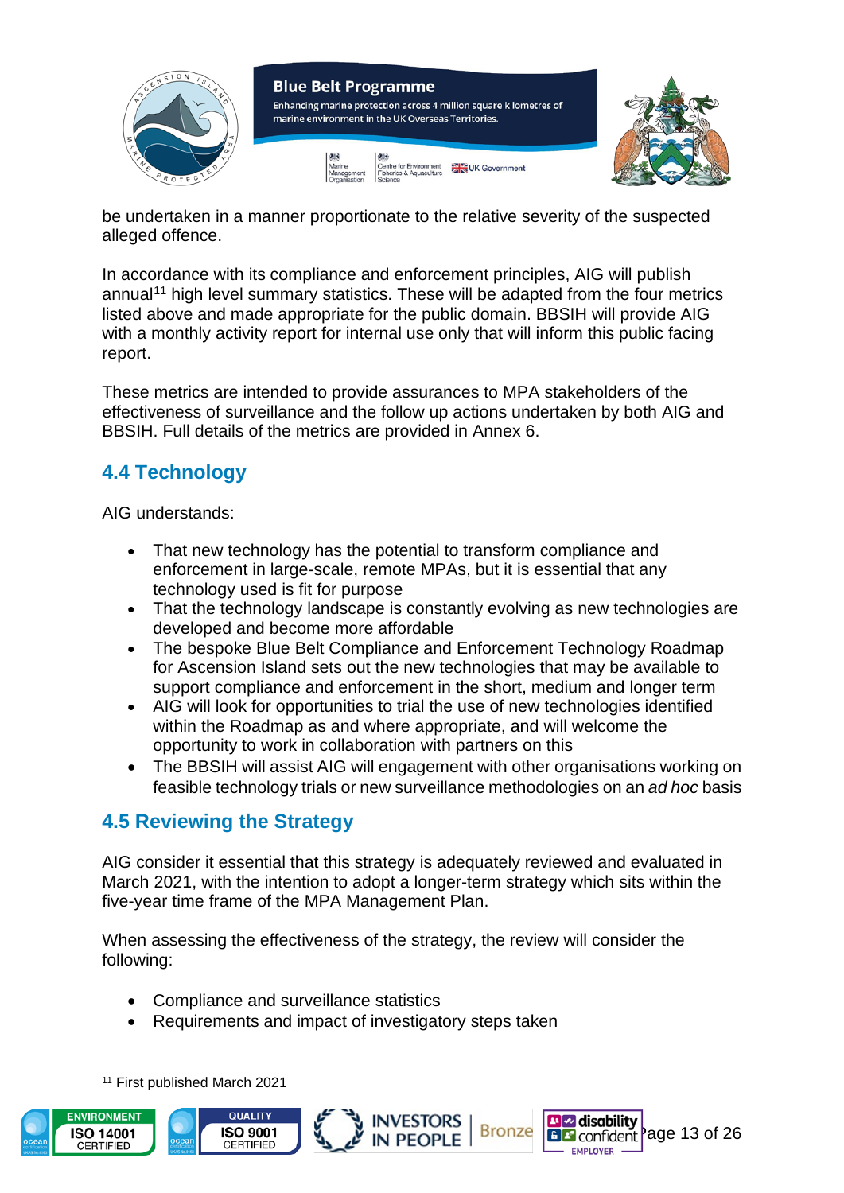be undertaken in a manner proportionate to the relative severity of the suspected alleged offence.

In accordance with its compliance and enforcement principles, AIG will publish annual[11] high level summary statistics. These will be adapted from the four metrics listed above and made appropriate for the public domain. BBSIH will provide AIG with a monthly activity report for internal use only that will inform this public facing report.

These metrics are intended to provide assurances to MPA stakeholders of the effectiveness of surveillance and the follow up actions undertaken by both AIG and BBSIH. Full details of the metrics are provided in Annex 6.

## 4.4 Technology

AIG understands:

- That new technology has the potential to transform compliance and enforcement in large-scale, remote MPAs, but it is essential that any technology used is fit for purpose
- That the technology landscape is constantly evolving as new technologies are developed and become more affordable
- The bespoke Blue Belt Compliance and Enforcement Technology Roadmap for Ascension Island sets out the new technologies that may be available to support compliance and enforcement in the short, medium and longer term
- AIG will look for opportunities to trial the use of new technologies identified within the Roadmap as and where appropriate, and will welcome the opportunity to work in collaboration with partners on this
- The BBSIH will assist AIG will engagement with other organisations working on feasible technology trials or new surveillance methodologies on an *ad hoc* basis

## 4.5 Reviewing the Strategy

AIG consider it essential that this strategy is adequately reviewed and evaluated in March 2021, with the intention to adopt a longer-term strategy which sits within the five-year time frame of the MPA Management Plan.

When assessing the effectiveness of the strategy, the review will consider the following:

- Compliance and surveillance statistics
- Requirements and impact of investigatory steps taken

[11] First published March 2021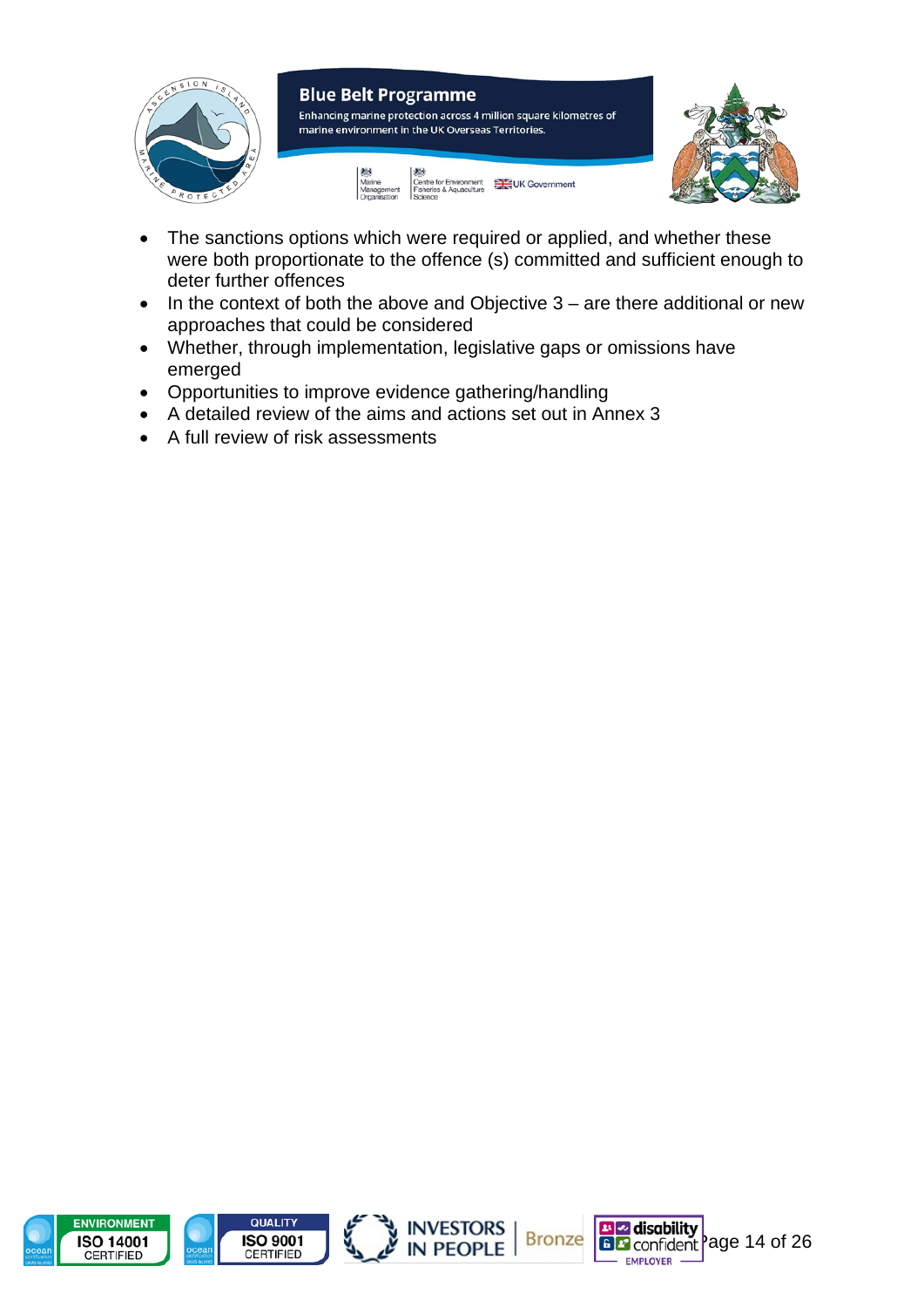- The sanctions options which were required or applied, and whether these were both proportionate to the offence (s) committed and sufficient enough to deter further offences
- In the context of both the above and Objective 3 – are there additional or new approaches that could be considered
- Whether, through implementation, legislative gaps or omissions have emerged
- Opportunities to improve evidence gathering/handling
- A detailed review of the aims and actions set out in Annex 3
- A full review of risk assessments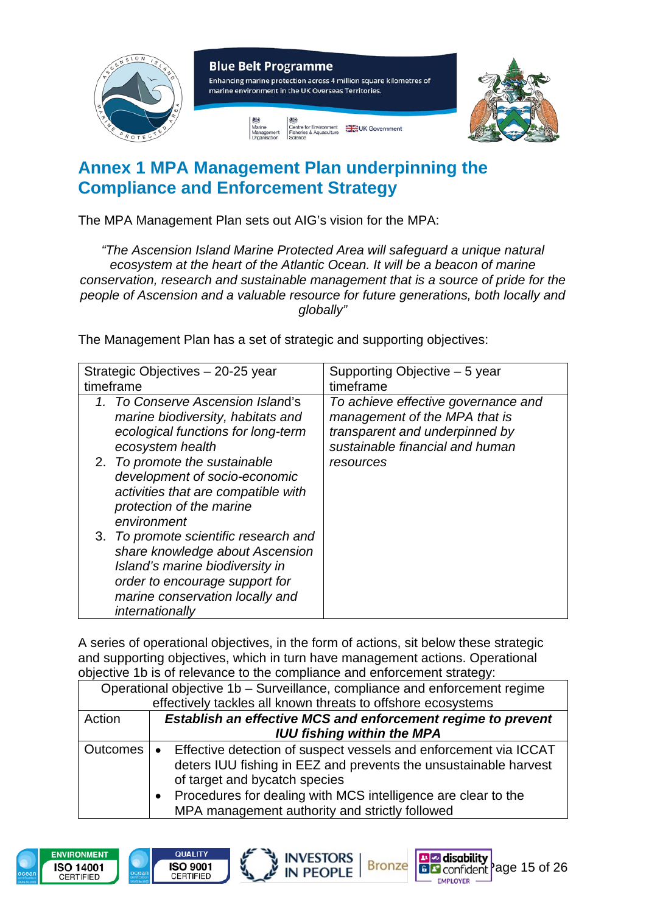## Annex 1 MPA Management Plan underpinning the Compliance and Enforcement Strategy

The MPA Management Plan sets out AIG's vision for the MPA:

> *"The Ascension Island Marine Protected Area will safeguard a unique natural ecosystem at the heart of the Atlantic Ocean. It will be a beacon of marine conservation, research and sustainable management that is a source of pride for the people of Ascension and a valuable resource for future generations, both locally and globally"*

The Management Plan has a set of strategic and supporting objectives:

| Strategic Objectives – 20-25 year timeframe | Supporting Objective – 5 year timeframe |
|---|---|
| 1. *To Conserve Ascension Island's marine biodiversity, habitats and ecological functions for long-term ecosystem health*<br>2. *To promote the sustainable development of socio-economic activities that are compatible with protection of the marine environment*<br>3. *To promote scientific research and share knowledge about Ascension Island's marine biodiversity in order to encourage support for marine conservation locally and internationally* | *To achieve effective governance and management of the MPA that is transparent and underpinned by sustainable financial and human resources* |

A series of operational objectives, in the form of actions, sit below these strategic and supporting objectives, which in turn have management actions. Operational objective 1b is of relevance to the compliance and enforcement strategy:

| Operational objective 1b – Surveillance, compliance and enforcement regime effectively tackles all known threats to offshore ecosystems | |
|---|---|
| Action | ***Establish an effective MCS and enforcement regime to prevent IUU fishing within the MPA*** |
| Outcomes | • Effective detection of suspect vessels and enforcement via ICCAT deters IUU fishing in EEZ and prevents the unsustainable harvest of target and bycatch species<br>• Procedures for dealing with MCS intelligence are clear to the MPA management authority and strictly followed |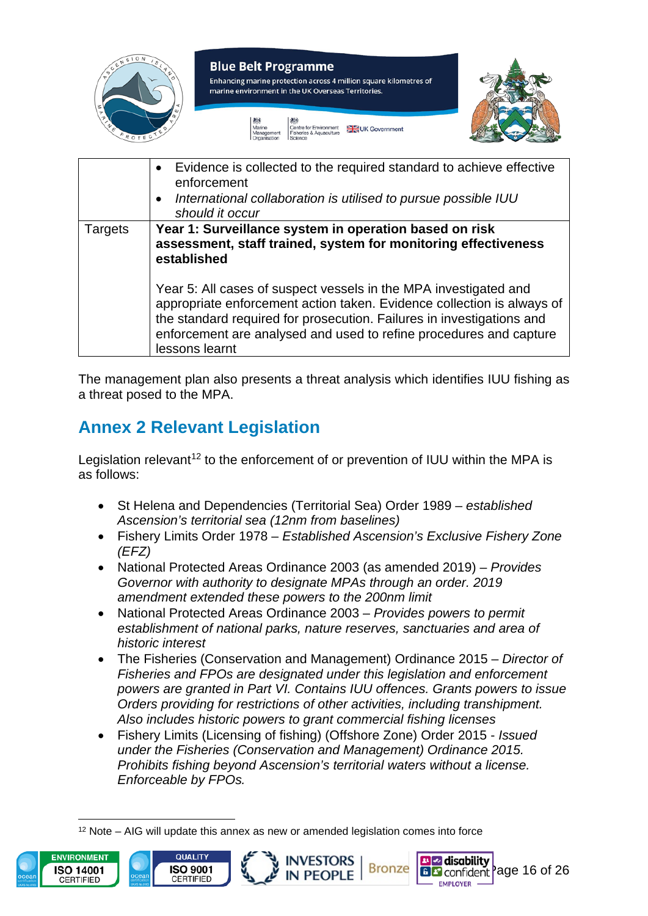| | |
|---|---|
| | • Evidence is collected to the required standard to achieve effective enforcement<br>• *International collaboration is utilised to pursue possible IUU should it occur* |
| Targets | **Year 1: Surveillance system in operation based on risk assessment, staff trained, system for monitoring effectiveness established**<br><br>Year 5: All cases of suspect vessels in the MPA investigated and appropriate enforcement action taken. Evidence collection is always of the standard required for prosecution. Failures in investigations and enforcement are analysed and used to refine procedures and capture lessons learnt |

The management plan also presents a threat analysis which identifies IUU fishing as a threat posed to the MPA.

## Annex 2 Relevant Legislation

Legislation relevant[12] to the enforcement of or prevention of IUU within the MPA is as follows:

- St Helena and Dependencies (Territorial Sea) Order 1989 – *established Ascension's territorial sea (12nm from baselines)*
- Fishery Limits Order 1978 – *Established Ascension's Exclusive Fishery Zone (EFZ)*
- National Protected Areas Ordinance 2003 (as amended 2019) – *Provides Governor with authority to designate MPAs through an order. 2019 amendment extended these powers to the 200nm limit*
- National Protected Areas Ordinance 2003 – *Provides powers to permit establishment of national parks, nature reserves, sanctuaries and area of historic interest*
- The Fisheries (Conservation and Management) Ordinance 2015 – *Director of Fisheries and FPOs are designated under this legislation and enforcement powers are granted in Part VI. Contains IUU offences. Grants powers to issue Orders providing for restrictions of other activities, including transhipment. Also includes historic powers to grant commercial fishing licenses*
- Fishery Limits (Licensing of fishing) (Offshore Zone) Order 2015 - *Issued under the Fisheries (Conservation and Management) Ordinance 2015. Prohibits fishing beyond Ascension's territorial waters without a license. Enforceable by FPOs.*

[12] Note – AIG will update this annex as new or amended legislation comes into force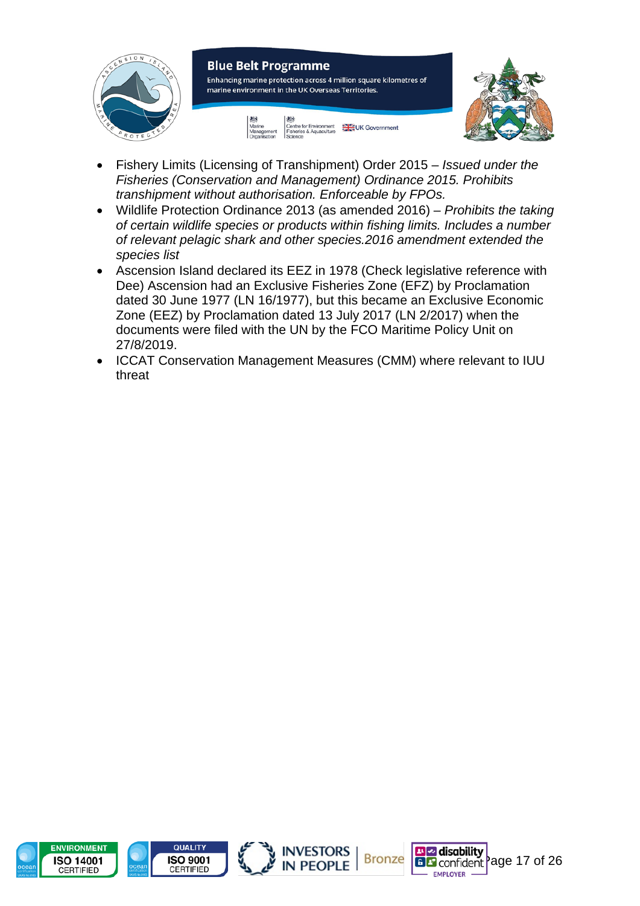- Fishery Limits (Licensing of Transhipment) Order 2015 – *Issued under the Fisheries (Conservation and Management) Ordinance 2015. Prohibits transhipment without authorisation. Enforceable by FPOs.*
- Wildlife Protection Ordinance 2013 (as amended 2016) – *Prohibits the taking of certain wildlife species or products within fishing limits. Includes a number of relevant pelagic shark and other species.2016 amendment extended the species list*
- Ascension Island declared its EEZ in 1978 (Check legislative reference with Dee) Ascension had an Exclusive Fisheries Zone (EFZ) by Proclamation dated 30 June 1977 (LN 16/1977), but this became an Exclusive Economic Zone (EEZ) by Proclamation dated 13 July 2017 (LN 2/2017) when the documents were filed with the UN by the FCO Maritime Policy Unit on 27/8/2019.
- ICCAT Conservation Management Measures (CMM) where relevant to IUU threat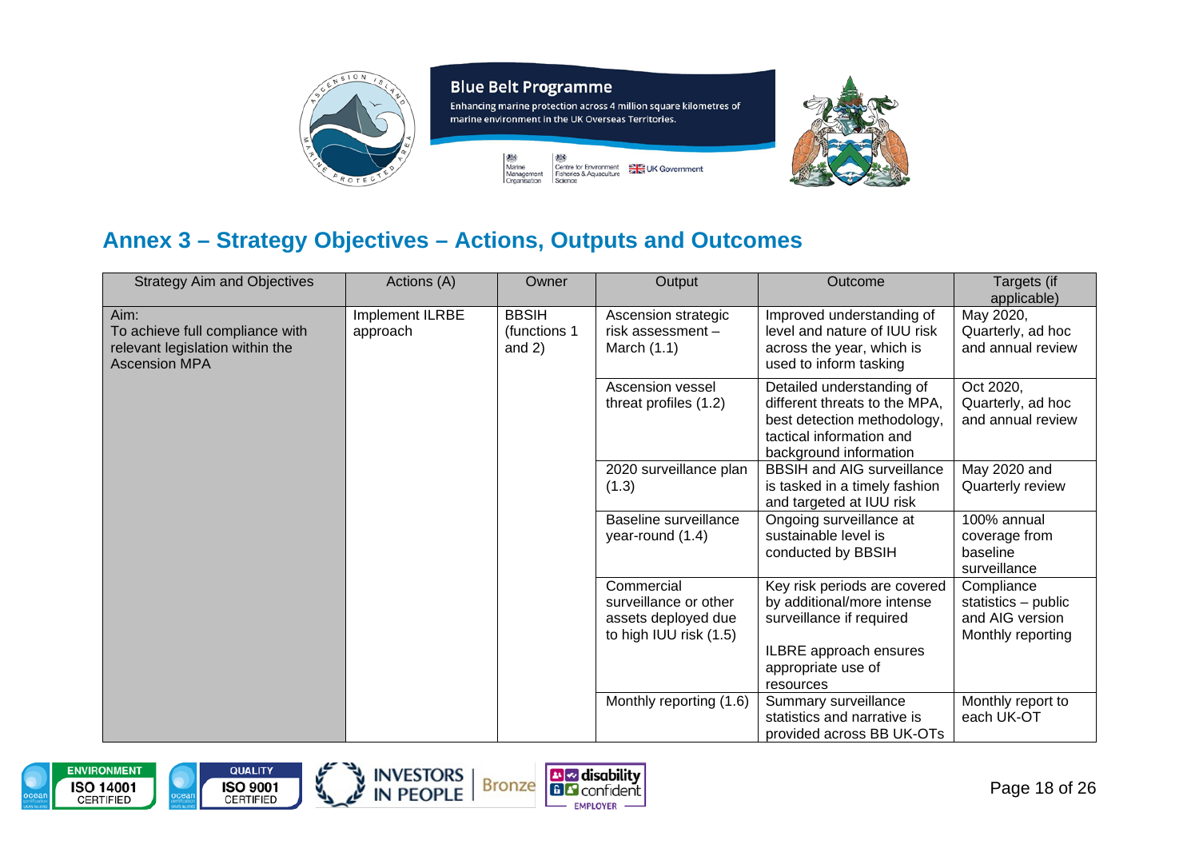## Annex 3 – Strategy Objectives – Actions, Outputs and Outcomes

| Strategy Aim and Objectives | Actions (A) | Owner | Output | Outcome | Targets (if applicable) |
|---|---|---|---|---|---|
| Aim:<br>To achieve full compliance with relevant legislation within the Ascension MPA | Implement ILRBE approach | BBSIH (functions 1 and 2) | Ascension strategic risk assessment – March (1.1) | Improved understanding of level and nature of IUU risk across the year, which is used to inform tasking | May 2020, Quarterly, ad hoc and annual review |
| | | | Ascension vessel threat profiles (1.2) | Detailed understanding of different threats to the MPA, best detection methodology, tactical information and background information | Oct 2020, Quarterly, ad hoc and annual review |
| | | | 2020 surveillance plan (1.3) | BBSIH and AIG surveillance is tasked in a timely fashion and targeted at IUU risk | May 2020 and Quarterly review |
| | | | Baseline surveillance year-round (1.4) | Ongoing surveillance at sustainable level is conducted by BBSIH | 100% annual coverage from baseline surveillance |
| | | | Commercial surveillance or other assets deployed due to high IUU risk (1.5) | Key risk periods are covered by additional/more intense surveillance if required<br><br>ILBRE approach ensures appropriate use of resources | Compliance statistics – public and AIG version Monthly reporting |
| | | | Monthly reporting (1.6) | Summary surveillance statistics and narrative is provided across BB UK-OTs | Monthly report to each UK-OT |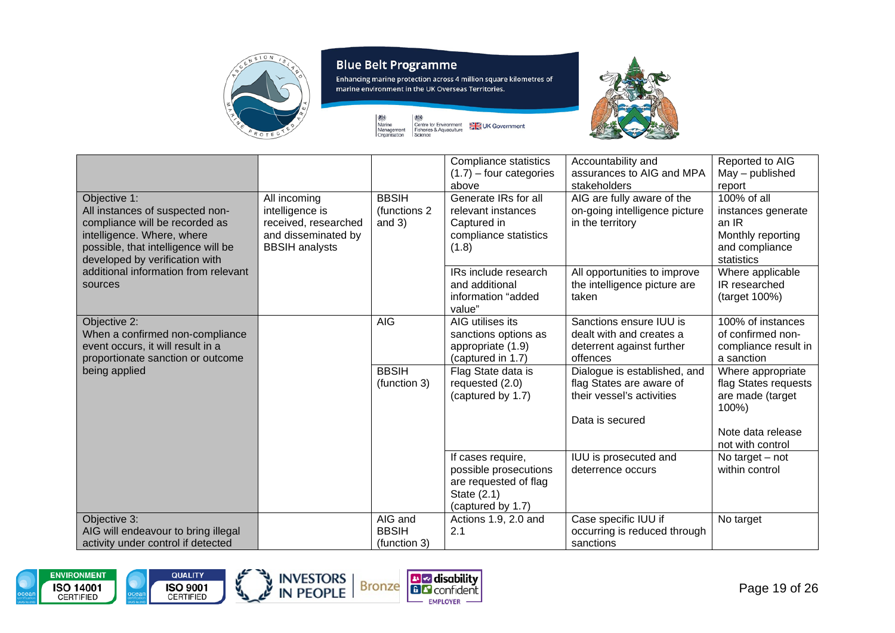| | | | | | |
|---|---|---|---|---|---|
| | | | Compliance statistics (1.7) – four categories above | Accountability and assurances to AIG and MPA stakeholders | Reported to AIG May – published report |
| Objective 1: All instances of suspected non-compliance will be recorded as intelligence. Where, where possible, that intelligence will be developed by verification with additional information from relevant sources | All incoming intelligence is received, researched and disseminated by BBSIH analysts | BBSIH (functions 2 and 3) | Generate IRs for all relevant instances Captured in compliance statistics (1.8) | AIG are fully aware of the on-going intelligence picture in the territory | 100% of all instances generate an IR Monthly reporting and compliance statistics |
| | | | IRs include research and additional information "added value" | All opportunities to improve the intelligence picture are taken | Where applicable IR researched (target 100%) |
| Objective 2: When a confirmed non-compliance event occurs, it will result in a proportionate sanction or outcome being applied | | AIG | AIG utilises its sanctions options as appropriate (1.9) (captured in 1.7) | Sanctions ensure IUU is dealt with and creates a deterrent against further offences | 100% of instances of confirmed non-compliance result in a sanction |
| | | BBSIH (function 3) | Flag State data is requested (2.0) (captured by 1.7) | Dialogue is established, and flag States are aware of their vessel's activities<br><br>Data is secured | Where appropriate flag States requests are made (target 100%)<br><br>Note data release not with control |
| | | | If cases require, possible prosecutions are requested of flag State (2.1) (captured by 1.7) | IUU is prosecuted and deterrence occurs | No target – not within control |
| Objective 3: AIG will endeavour to bring illegal activity under control if detected | | AIG and BBSIH (function 3) | Actions 1.9, 2.0 and 2.1 | Case specific IUU if occurring is reduced through sanctions | No target |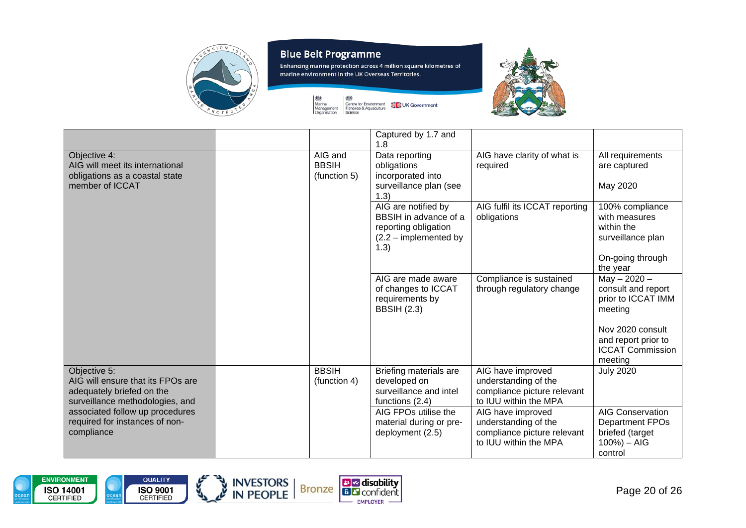| | | | | | |
|---|---|---|---|---|---|
| | | | Captured by 1.7 and 1.8 | | |
| Objective 4:<br>AIG will meet its international obligations as a coastal state member of ICCAT | | AIG and BBSIH (function 5) | Data reporting obligations incorporated into surveillance plan (see 1.3) | AIG have clarity of what is required | All requirements are captured<br><br>May 2020 |
| | | | AIG are notified by BBSIH in advance of a reporting obligation (2.2 – implemented by 1.3) | AIG fulfil its ICCAT reporting obligations | 100% compliance with measures within the surveillance plan<br><br>On-going through the year |
| | | | AIG are made aware of changes to ICCAT requirements by BBSIH (2.3) | Compliance is sustained through regulatory change | May – 2020 – consult and report prior to ICCAT IMM meeting<br><br>Nov 2020 consult and report prior to ICCAT Commission meeting |
| Objective 5:<br>AIG will ensure that its FPOs are adequately briefed on the surveillance methodologies, and associated follow up procedures required for instances of non-compliance | | BBSIH (function 4) | Briefing materials are developed on surveillance and intel functions (2.4) | AIG have improved understanding of the compliance picture relevant to IUU within the MPA | July 2020 |
| | | | AIG FPOs utilise the material during or pre-deployment (2.5) | AIG have improved understanding of the compliance picture relevant to IUU within the MPA | AIG Conservation Department FPOs briefed (target 100%) – AIG control |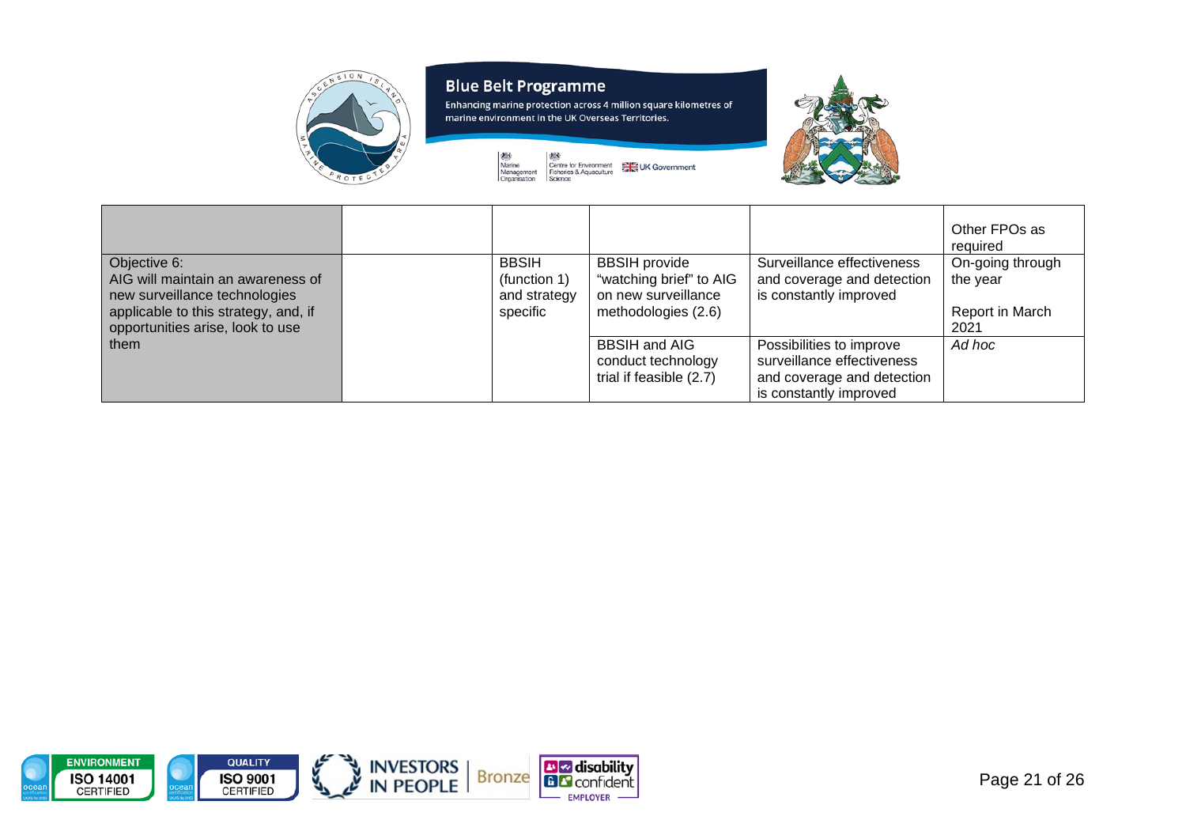| | | | | | |
|---|---|---|---|---|---|
| | | | | | Other FPOs as required |
| Objective 6:<br>AIG will maintain an awareness of new surveillance technologies applicable to this strategy, and, if opportunities arise, look to use them | | BBSIH (function 1) and strategy specific | BBSIH provide "watching brief" to AIG on new surveillance methodologies (2.6) | Surveillance effectiveness and coverage and detection is constantly improved | On-going through the year<br><br>Report in March 2021 |
| | | | BBSIH and AIG conduct technology trial if feasible (2.7) | Possibilities to improve surveillance effectiveness and coverage and detection is constantly improved | *Ad hoc* |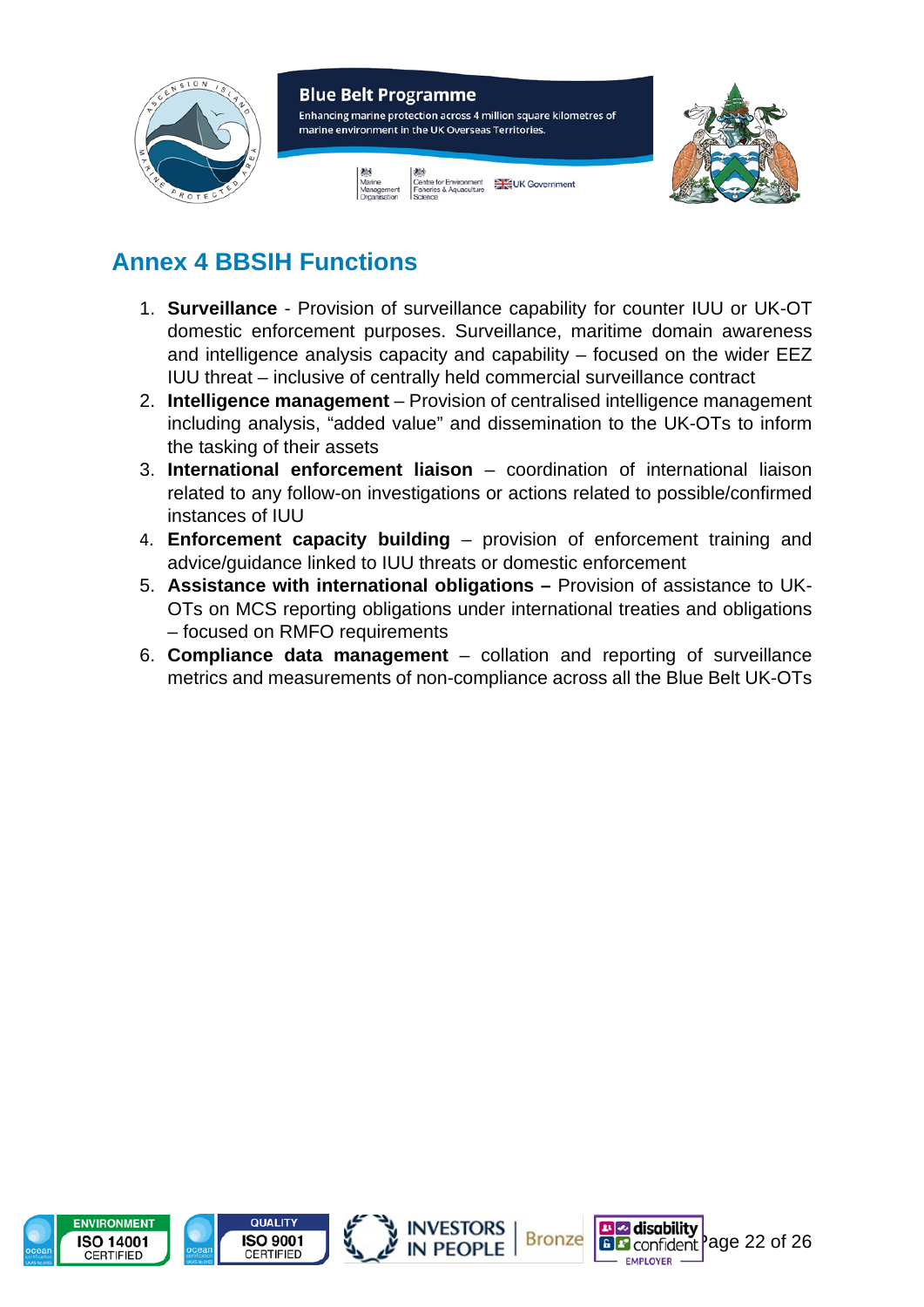# Annex 4 BBSIH Functions

1. **Surveillance** - Provision of surveillance capability for counter IUU or UK-OT domestic enforcement purposes. Surveillance, maritime domain awareness and intelligence analysis capacity and capability – focused on the wider EEZ IUU threat – inclusive of centrally held commercial surveillance contract
2. **Intelligence management** – Provision of centralised intelligence management including analysis, "added value" and dissemination to the UK-OTs to inform the tasking of their assets
3. **International enforcement liaison** – coordination of international liaison related to any follow-on investigations or actions related to possible/confirmed instances of IUU
4. **Enforcement capacity building** – provision of enforcement training and advice/guidance linked to IUU threats or domestic enforcement
5. **Assistance with international obligations –** Provision of assistance to UK-OTs on MCS reporting obligations under international treaties and obligations – focused on RMFO requirements
6. **Compliance data management** – collation and reporting of surveillance metrics and measurements of non-compliance across all the Blue Belt UK-OTs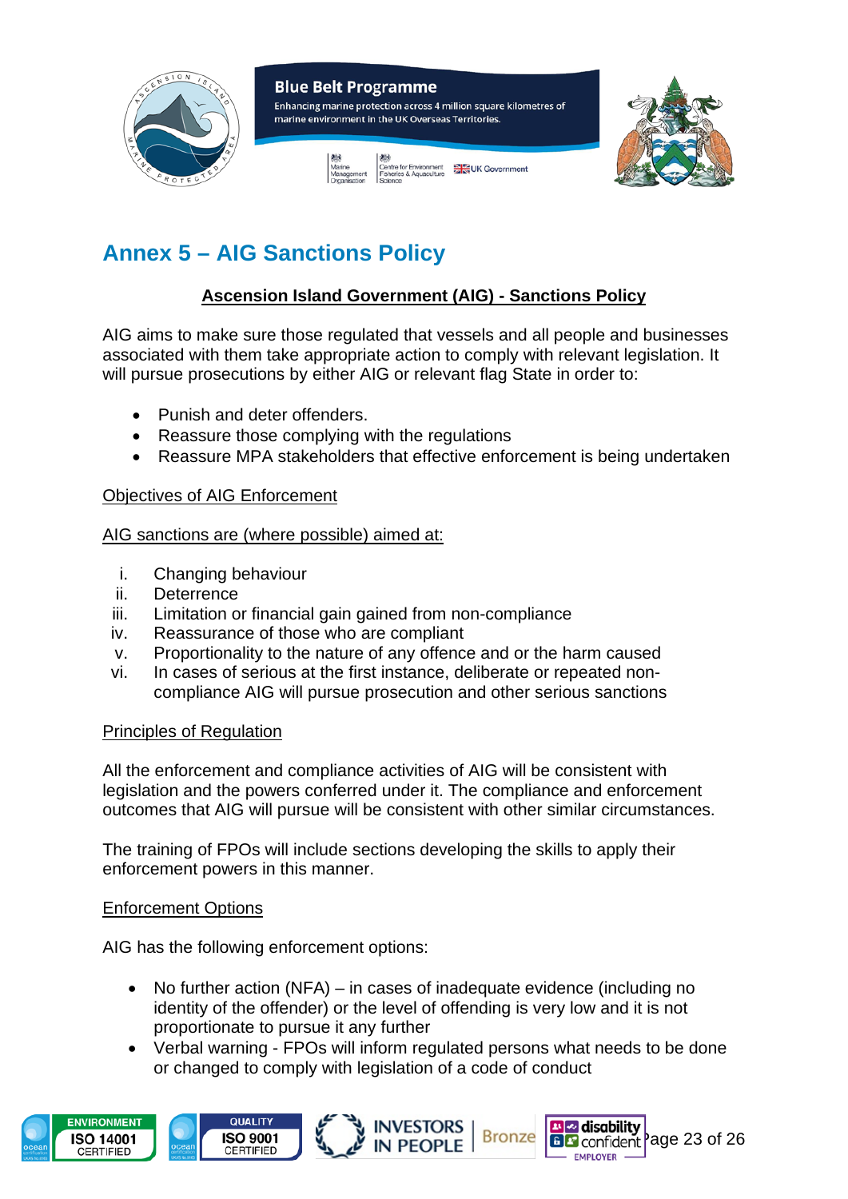# Annex 5 – AIG Sanctions Policy

**Ascension Island Government (AIG) - Sanctions Policy**

AIG aims to make sure those regulated that vessels and all people and businesses associated with them take appropriate action to comply with relevant legislation. It will pursue prosecutions by either AIG or relevant flag State in order to:

- Punish and deter offenders.
- Reassure those complying with the regulations
- Reassure MPA stakeholders that effective enforcement is being undertaken

Objectives of AIG Enforcement

AIG sanctions are (where possible) aimed at:

i. Changing behaviour
ii. Deterrence
iii. Limitation or financial gain gained from non-compliance
iv. Reassurance of those who are compliant
v. Proportionality to the nature of any offence and or the harm caused
vi. In cases of serious at the first instance, deliberate or repeated non-compliance AIG will pursue prosecution and other serious sanctions

Principles of Regulation

All the enforcement and compliance activities of AIG will be consistent with legislation and the powers conferred under it. The compliance and enforcement outcomes that AIG will pursue will be consistent with other similar circumstances.

The training of FPOs will include sections developing the skills to apply their enforcement powers in this manner.

Enforcement Options

AIG has the following enforcement options:

- No further action (NFA) – in cases of inadequate evidence (including no identity of the offender) or the level of offending is very low and it is not proportionate to pursue it any further
- Verbal warning - FPOs will inform regulated persons what needs to be done or changed to comply with legislation of a code of conduct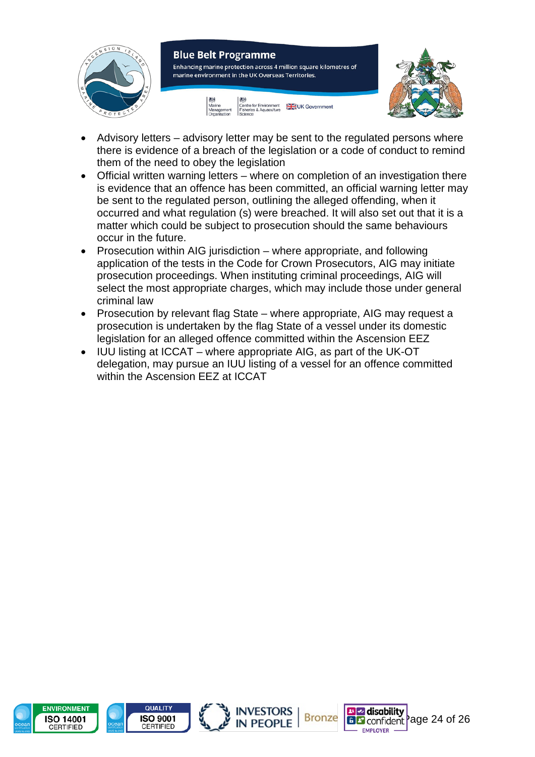- Advisory letters – advisory letter may be sent to the regulated persons where there is evidence of a breach of the legislation or a code of conduct to remind them of the need to obey the legislation
- Official written warning letters – where on completion of an investigation there is evidence that an offence has been committed, an official warning letter may be sent to the regulated person, outlining the alleged offending, when it occurred and what regulation (s) were breached. It will also set out that it is a matter which could be subject to prosecution should the same behaviours occur in the future.
- Prosecution within AIG jurisdiction – where appropriate, and following application of the tests in the Code for Crown Prosecutors, AIG may initiate prosecution proceedings. When instituting criminal proceedings, AIG will select the most appropriate charges, which may include those under general criminal law
- Prosecution by relevant flag State – where appropriate, AIG may request a prosecution is undertaken by the flag State of a vessel under its domestic legislation for an alleged offence committed within the Ascension EEZ
- IUU listing at ICCAT – where appropriate AIG, as part of the UK-OT delegation, may pursue an IUU listing of a vessel for an offence committed within the Ascension EEZ at ICCAT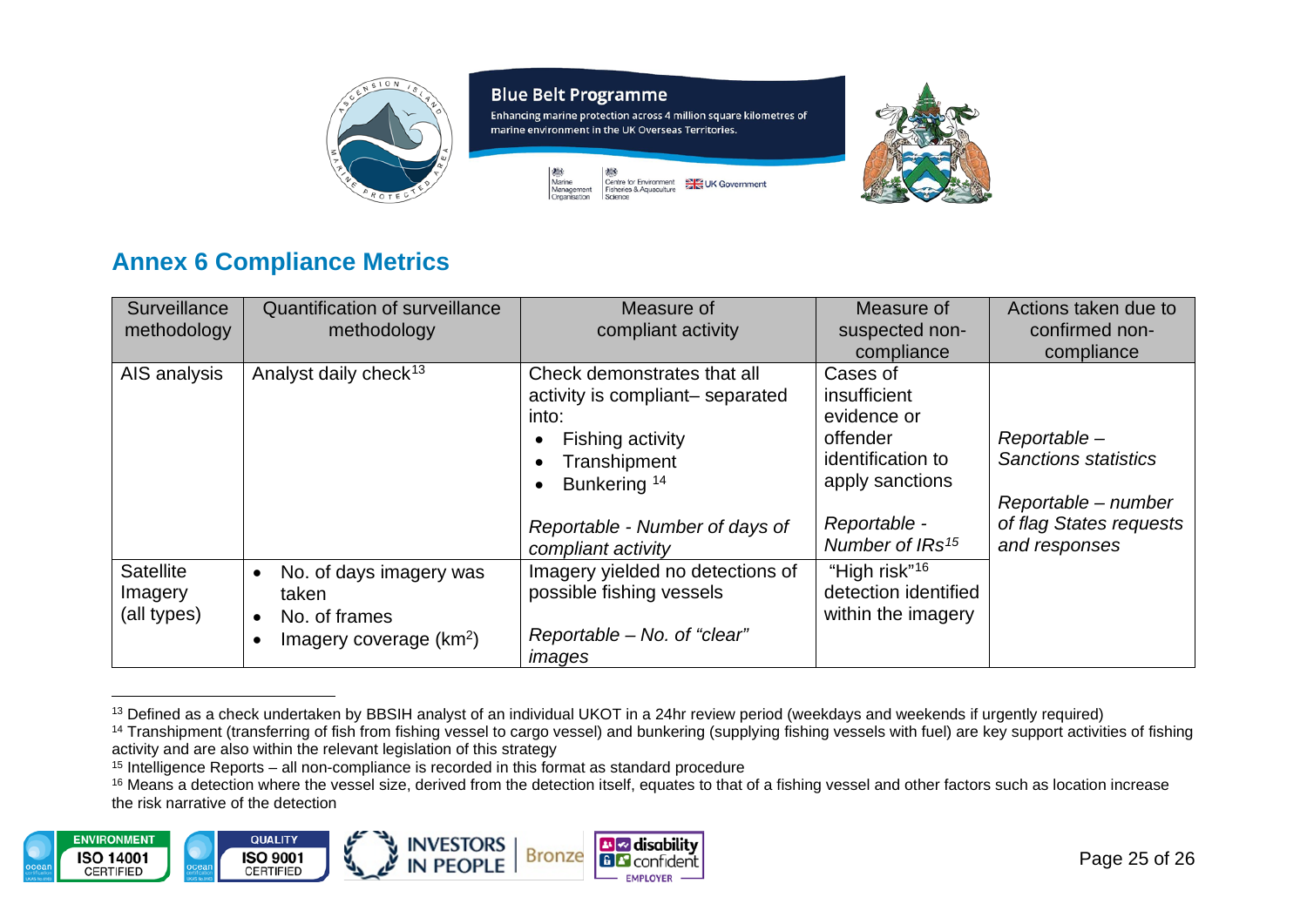## Annex 6 Compliance Metrics

| Surveillance methodology | Quantification of surveillance methodology | Measure of compliant activity | Measure of suspected non-compliance | Actions taken due to confirmed non-compliance |
|---|---|---|---|---|
| AIS analysis | Analyst daily check[13] | Check demonstrates that all activity is compliant– separated into:<br>• Fishing activity<br>• Transhipment<br>• Bunkering [14]<br><br>*Reportable - Number of days of compliant activity* | Cases of insufficient evidence or offender identification to apply sanctions<br><br>*Reportable - Number of IRs[15]* | *Reportable – Sanctions statistics*<br><br>*Reportable – number of flag States requests and responses* |
| Satellite Imagery (all types) | • No. of days imagery was taken<br>• No. of frames<br>• Imagery coverage (km$^2$) | Imagery yielded no detections of possible fishing vessels<br><br>*Reportable – No. of "clear" images* | "High risk"[16] detection identified within the imagery | |

[13] Defined as a check undertaken by BBSIH analyst of an individual UKOT in a 24hr review period (weekdays and weekends if urgently required)

[14] Transhipment (transferring of fish from fishing vessel to cargo vessel) and bunkering (supplying fishing vessels with fuel) are key support activities of fishing activity and are also within the relevant legislation of this strategy

[15] Intelligence Reports – all non-compliance is recorded in this format as standard procedure

[16] Means a detection where the vessel size, derived from the detection itself, equates to that of a fishing vessel and other factors such as location increase the risk narrative of the detection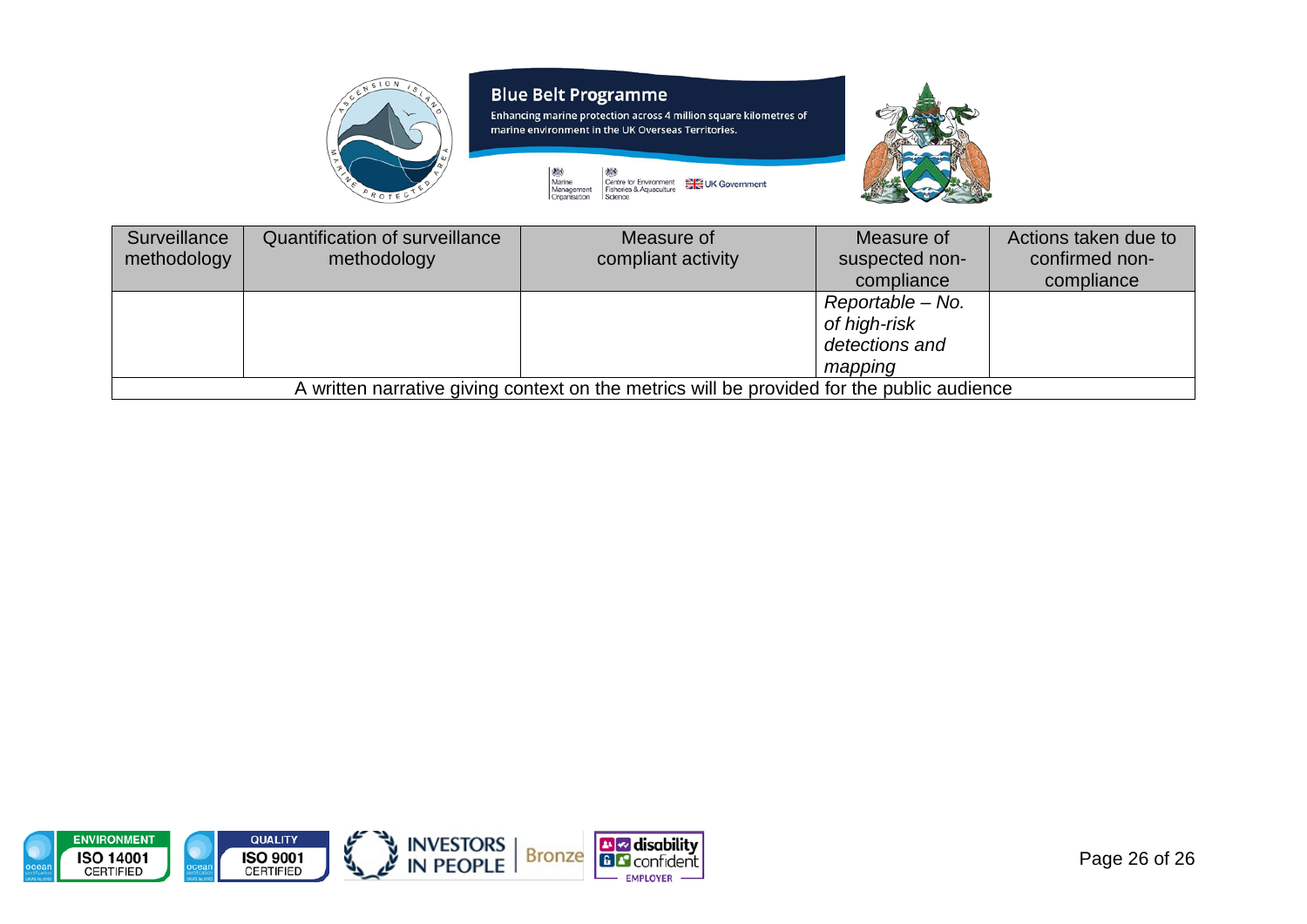| Surveillance methodology | Quantification of surveillance methodology | Measure of compliant activity | Measure of suspected non-compliance | Actions taken due to confirmed non-compliance |
|---|---|---|---|---|
| | | | *Reportable – No. of high-risk detections and mapping* | |
| A written narrative giving context on the metrics will be provided for the public audience | | | | |